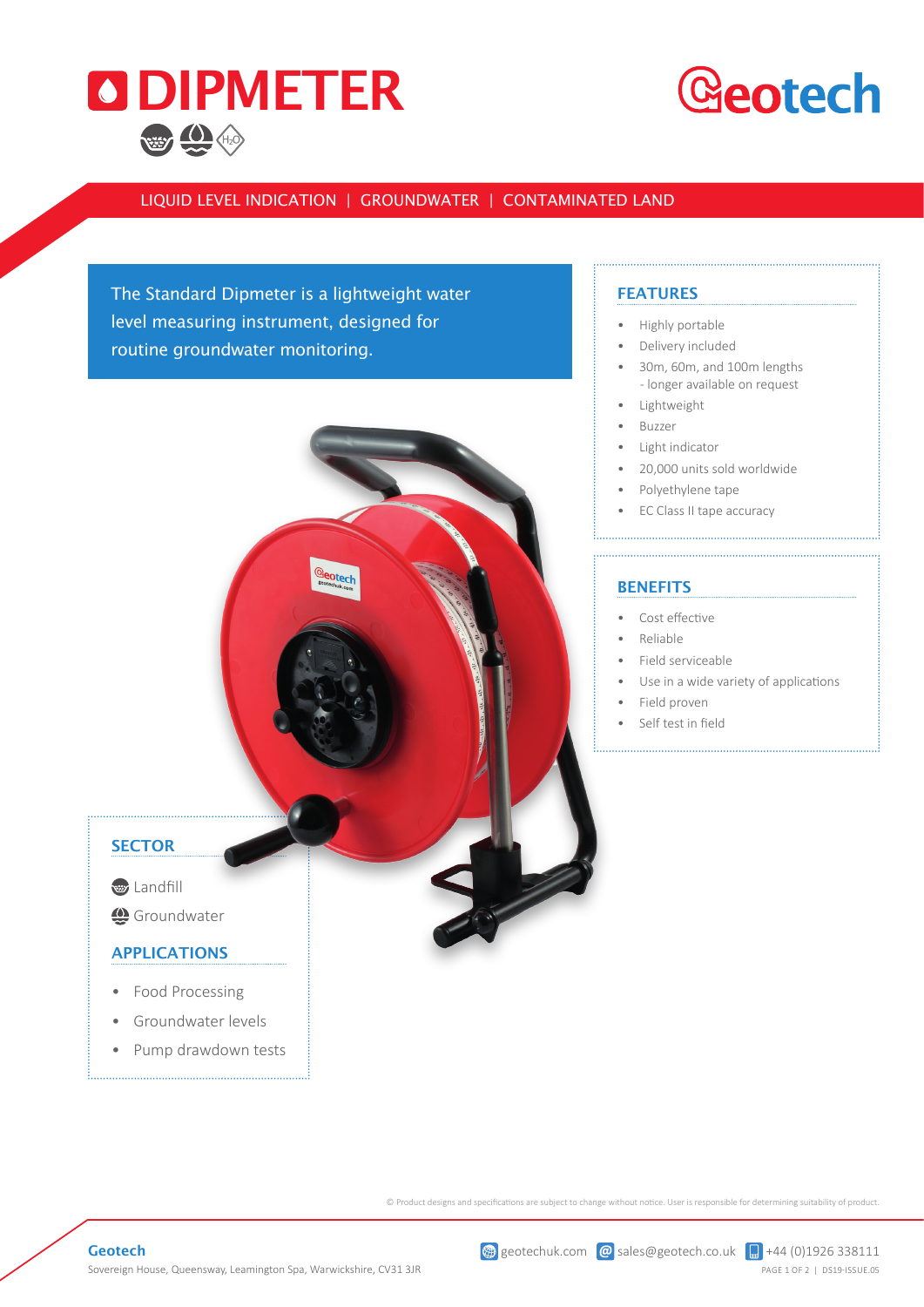# DIPMETER

Geotech

LIQUID LEVEL INDICATION | GROUNDWATER | CONTAMINATED LAND

The Standard Dipmeter is a lightweight water level measuring instrument, designed for routine groundwater monitoring.

## FEATURES

- Highly portable
- Delivery included
- 30m, 60m, and 100m lengths
  - longer available on request
- Lightweight
- Buzzer
- Light indicator
- 20,000 units sold worldwide
- Polyethylene tape
- EC Class II tape accuracy

## BENEFITS

- Cost effective
- Reliable
- Field serviceable
- Use in a wide variety of applications
- Field proven
- Self test in field

## SECTOR

- Landfill
- Groundwater

## APPLICATIONS

- Food Processing
- Groundwater levels
- Pump drawdown tests

© Product designs and specifications are subject to change without notice. User is responsible for determining suitability of product.

**Geotech**
Sovereign House, Queensway, Leamington Spa, Warwickshire, CV31 3JR

geotechuk.com | sales@geotech.co.uk | +44 (0)1926 338111

DS19-ISSUE.05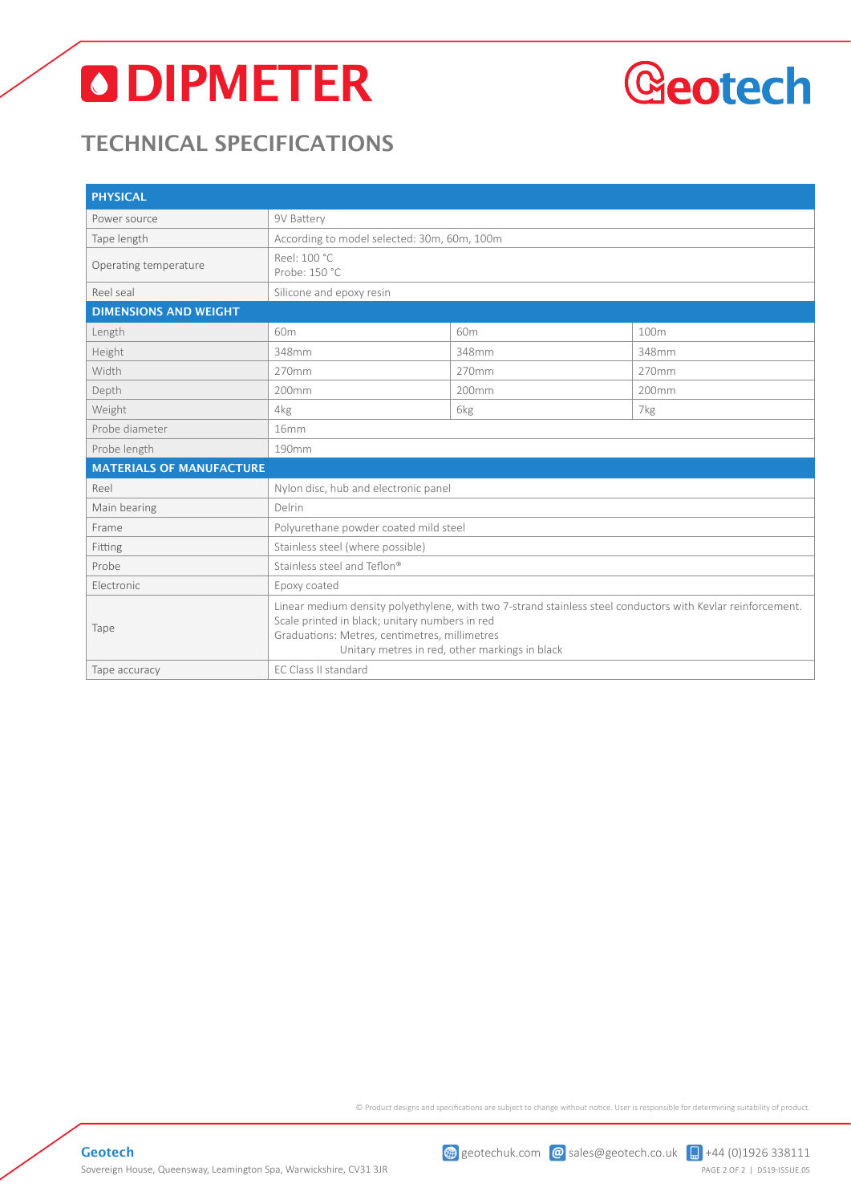# DIPMETER

Geotech

## TECHNICAL SPECIFICATIONS

| PHYSICAL | | | |
|---|---|---|---|
| Power source | 9V Battery | | |
| Tape length | According to model selected: 30m, 60m, 100m | | |
| Operating temperature | Reel: 100 °C<br>Probe: 150 °C | | |
| Reel seal | Silicone and epoxy resin | | |
| **DIMENSIONS AND WEIGHT** | | | |
| Length | 60m | 60m | 100m |
| Height | 348mm | 348mm | 348mm |
| Width | 270mm | 270mm | 270mm |
| Depth | 200mm | 200mm | 200mm |
| Weight | 4kg | 6kg | 7kg |
| Probe diameter | 16mm | | |
| Probe length | 190mm | | |
| **MATERIALS OF MANUFACTURE** | | | |
| Reel | Nylon disc, hub and electronic panel | | |
| Main bearing | Delrin | | |
| Frame | Polyurethane powder coated mild steel | | |
| Fitting | Stainless steel (where possible) | | |
| Probe | Stainless steel and Teflon® | | |
| Electronic | Epoxy coated | | |
| Tape | Linear medium density polyethylene, with two 7-strand stainless steel conductors with Kevlar reinforcement.<br>Scale printed in black; unitary numbers in red<br>Graduations: Metres, centimetres, millimetres<br>Unitary metres in red, other markings in black | | |
| Tape accuracy | EC Class II standard | | |

© Product designs and specifications are subject to change without notice. User is responsible for determining suitability of product.

**Geotech**
Sovereign House, Queensway, Leamington Spa, Warwickshire, CV31 3JR

geotechuk.com | sales@geotech.co.uk | +44 (0)1926 338111

DS19-ISSUE.05